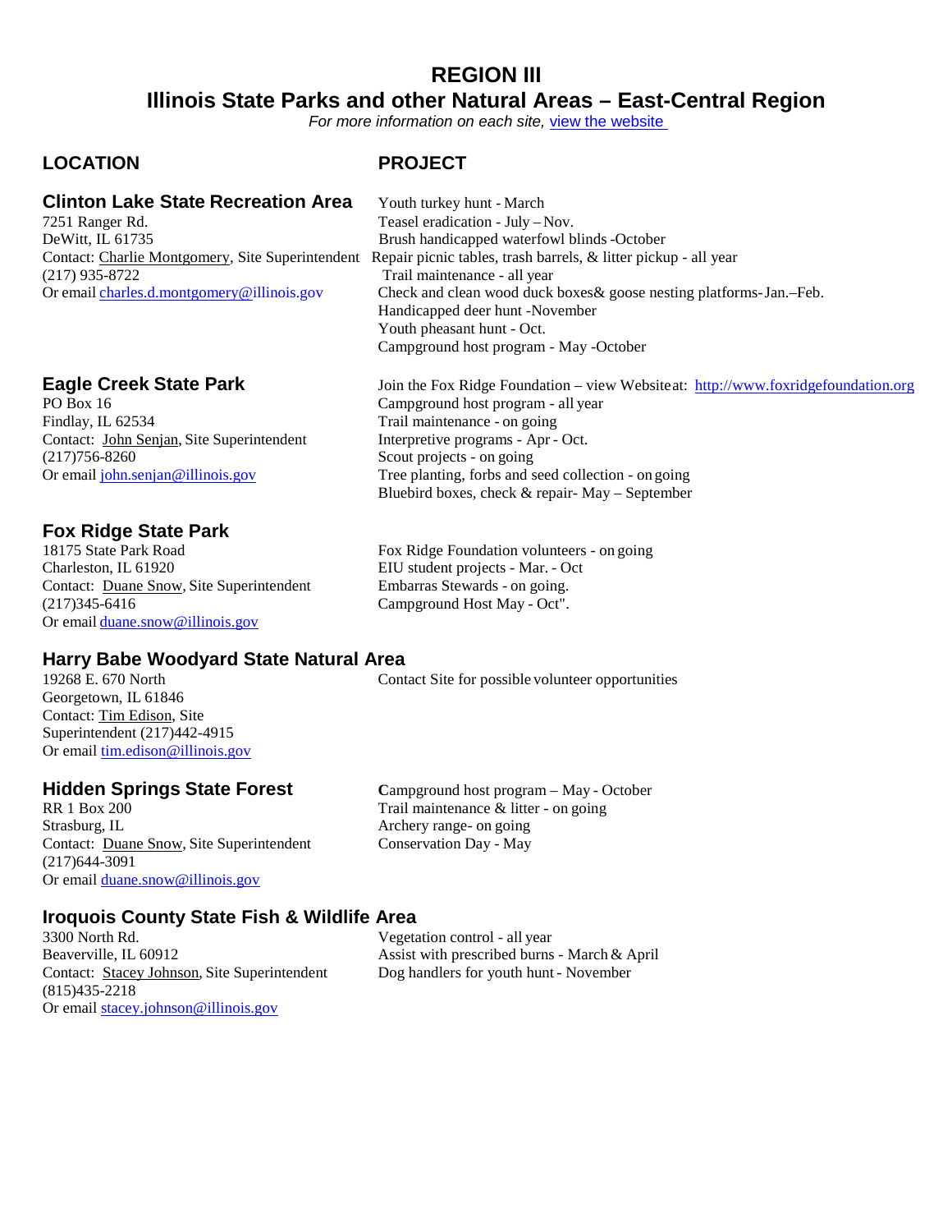# REGION III

## Illinois State Parks and other Natural Areas – East-Central Region

*For more information on each site, [view the website](#)*

| LOCATION | PROJECT |
|---|---|
| **Clinton Lake State Recreation Area**<br>7251 Ranger Rd.<br>DeWitt, IL 61735<br>Contact: Charlie Montgomery, Site Superintendent<br>(217) 935-8722<br>Or email charles.d.montgomery@illinois.gov | Youth turkey hunt - March<br>Teasel eradication - July – Nov.<br>Brush handicapped waterfowl blinds -October<br>Repair picnic tables, trash barrels, & litter pickup - all year<br>Trail maintenance - all year<br>Check and clean wood duck boxes& goose nesting platforms- Jan.–Feb.<br>Handicapped deer hunt -November<br>Youth pheasant hunt - Oct.<br>Campground host program - May -October |
| **Eagle Creek State Park**<br>PO Box 16<br>Findlay, IL 62534<br>Contact: John Senjan, Site Superintendent<br>(217)756-8260<br>Or email john.senjan@illinois.gov | Join the Fox Ridge Foundation – view Website at: http://www.foxridgefoundation.org<br>Campground host program - all year<br>Trail maintenance - on going<br>Interpretive programs - Apr - Oct.<br>Scout projects - on going<br>Tree planting, forbs and seed collection - on going<br>Bluebird boxes, check & repair- May – September |
| **Fox Ridge State Park**<br>18175 State Park Road<br>Charleston, IL 61920<br>Contact: Duane Snow, Site Superintendent<br>(217)345-6416<br>Or email duane.snow@illinois.gov | Fox Ridge Foundation volunteers - on going<br>EIU student projects - Mar. - Oct<br>Embarras Stewards - on going.<br>Campground Host May - Oct". |
| **Harry Babe Woodyard State Natural Area**<br>19268 E. 670 North<br>Georgetown, IL 61846<br>Contact: Tim Edison, Site Superintendent (217)442-4915<br>Or email tim.edison@illinois.gov | Contact Site for possible volunteer opportunities |
| **Hidden Springs State Forest**<br>RR 1 Box 200<br>Strasburg, IL<br>Contact: Duane Snow, Site Superintendent<br>(217)644-3091<br>Or email duane.snow@illinois.gov | Campground host program – May - October<br>Trail maintenance & litter - on going<br>Archery range- on going<br>Conservation Day - May |
| **Iroquois County State Fish & Wildlife Area**<br>3300 North Rd.<br>Beaverville, IL 60912<br>Contact: Stacey Johnson, Site Superintendent<br>(815)435-2218<br>Or email stacey.johnson@illinois.gov | Vegetation control - all year<br>Assist with prescribed burns - March & April<br>Dog handlers for youth hunt - November |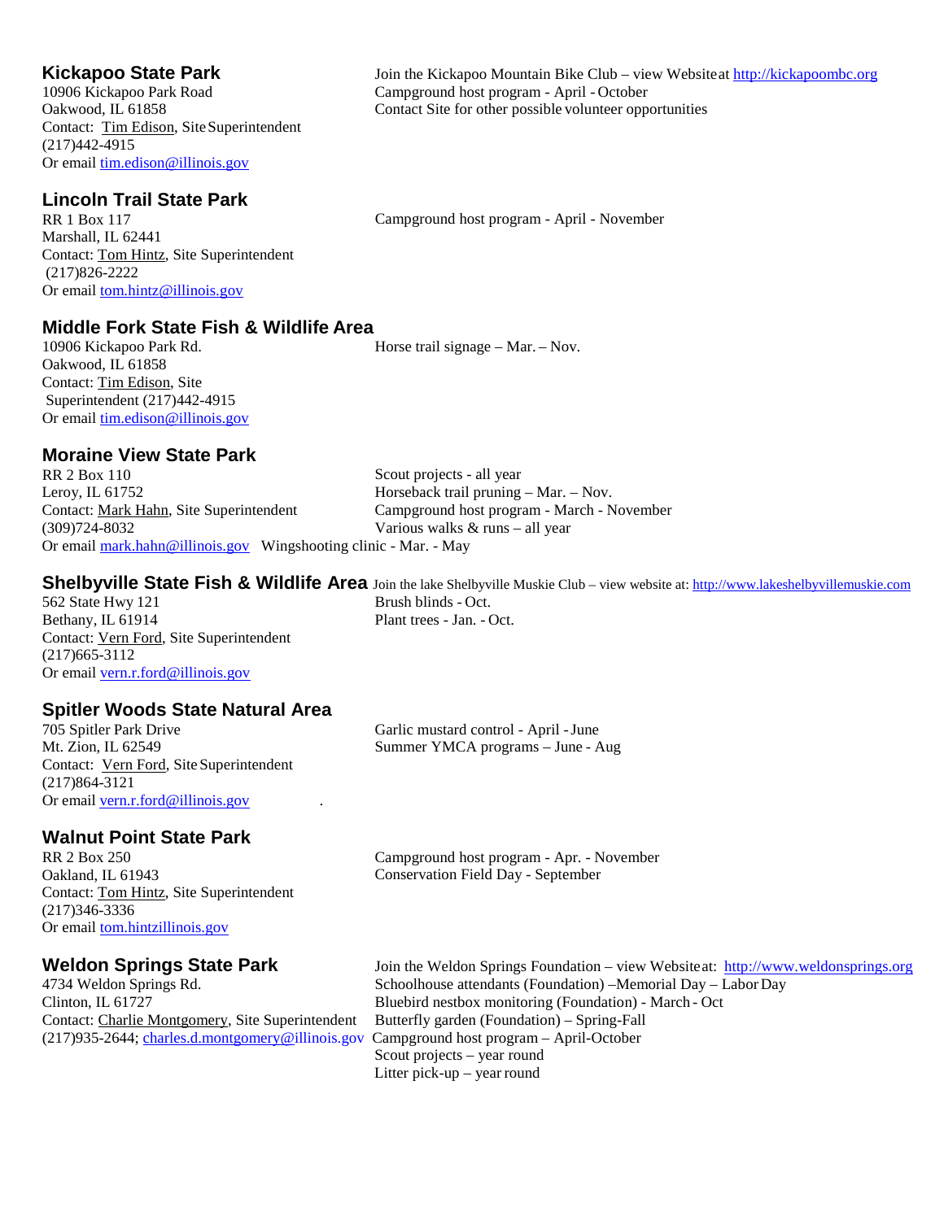## Kickapoo State Park

10906 Kickapoo Park Road
Oakwood, IL 61858
Contact: Tim Edison, Site Superintendent
(217)442-4915
Or email tim.edison@illinois.gov

Join the Kickapoo Mountain Bike Club – view Website at http://kickapoombc.org
Campground host program - April - October
Contact Site for other possible volunteer opportunities

## Lincoln Trail State Park

RR 1 Box 117
Marshall, IL 62441
Contact: Tom Hintz, Site Superintendent
(217)826-2222
Or email tom.hintz@illinois.gov

Campground host program - April - November

## Middle Fork State Fish & Wildlife Area

10906 Kickapoo Park Rd.
Oakwood, IL 61858
Contact: Tim Edison, Site Superintendent (217)442-4915
Or email tim.edison@illinois.gov

Horse trail signage – Mar. – Nov.

## Moraine View State Park

RR 2 Box 110
Leroy, IL 61752
Contact: Mark Hahn, Site Superintendent
(309)724-8032
Or email mark.hahn@illinois.gov

Scout projects - all year
Horseback trail pruning – Mar. – Nov.
Campground host program - March - November
Various walks & runs – all year
Wingshooting clinic - Mar. - May

## Shelbyville State Fish & Wildlife Area

562 State Hwy 121
Bethany, IL 61914
Contact: Vern Ford, Site Superintendent
(217)665-3112
Or email vern.r.ford@illinois.gov

Join the lake Shelbyville Muskie Club – view website at: http://www.lakeshelbyvillemuskie.com
Brush blinds - Oct.
Plant trees - Jan. - Oct.

## Spitler Woods State Natural Area

705 Spitler Park Drive
Mt. Zion, IL 62549
Contact: Vern Ford, Site Superintendent
(217)864-3121
Or email vern.r.ford@illinois.gov

Garlic mustard control - April - June
Summer YMCA programs – June - Aug

## Walnut Point State Park

RR 2 Box 250
Oakland, IL 61943
Contact: Tom Hintz, Site Superintendent
(217)346-3336
Or email tom.hintzillinois.gov

Campground host program - Apr. - November
Conservation Field Day - September

## Weldon Springs State Park

4734 Weldon Springs Rd.
Clinton, IL 61727
Contact: Charlie Montgomery, Site Superintendent
(217)935-2644; charles.d.montgomery@illinois.gov

Join the Weldon Springs Foundation – view Website at: http://www.weldonsprings.org
Schoolhouse attendants (Foundation) –Memorial Day – Labor Day
Bluebird nestbox monitoring (Foundation) - March - Oct
Butterfly garden (Foundation) – Spring-Fall
Campground host program – April-October
Scout projects – year round
Litter pick-up – year round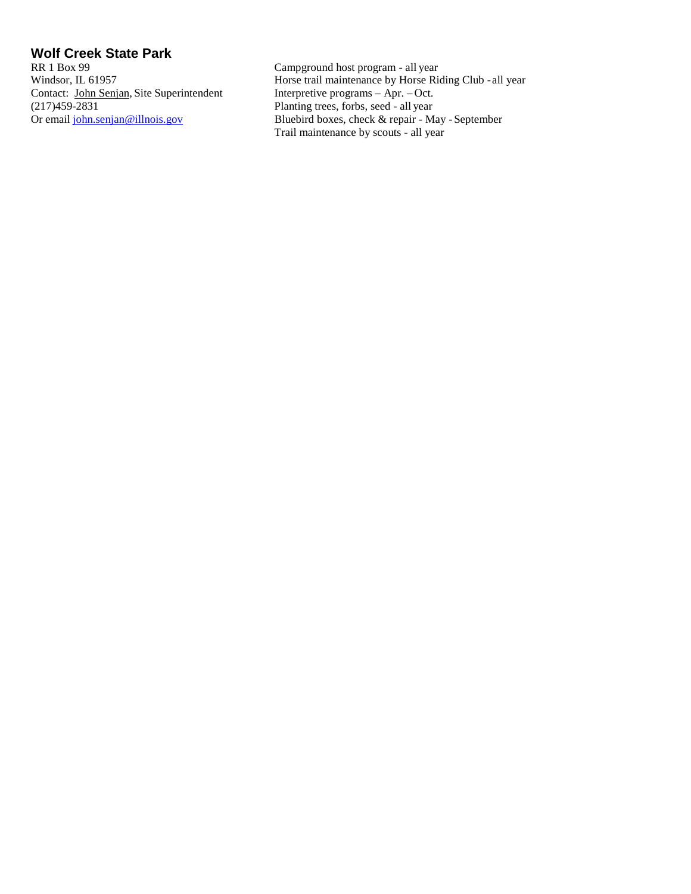### Wolf Creek State Park

RR 1 Box 99
Windsor, IL 61957
Contact: John Senjan, Site Superintendent
(217)459-2831
Or email john.senjan@illnois.gov

Campground host program - all year
Horse trail maintenance by Horse Riding Club - all year
Interpretive programs – Apr. – Oct.
Planting trees, forbs, seed - all year
Bluebird boxes, check & repair - May - September
Trail maintenance by scouts - all year